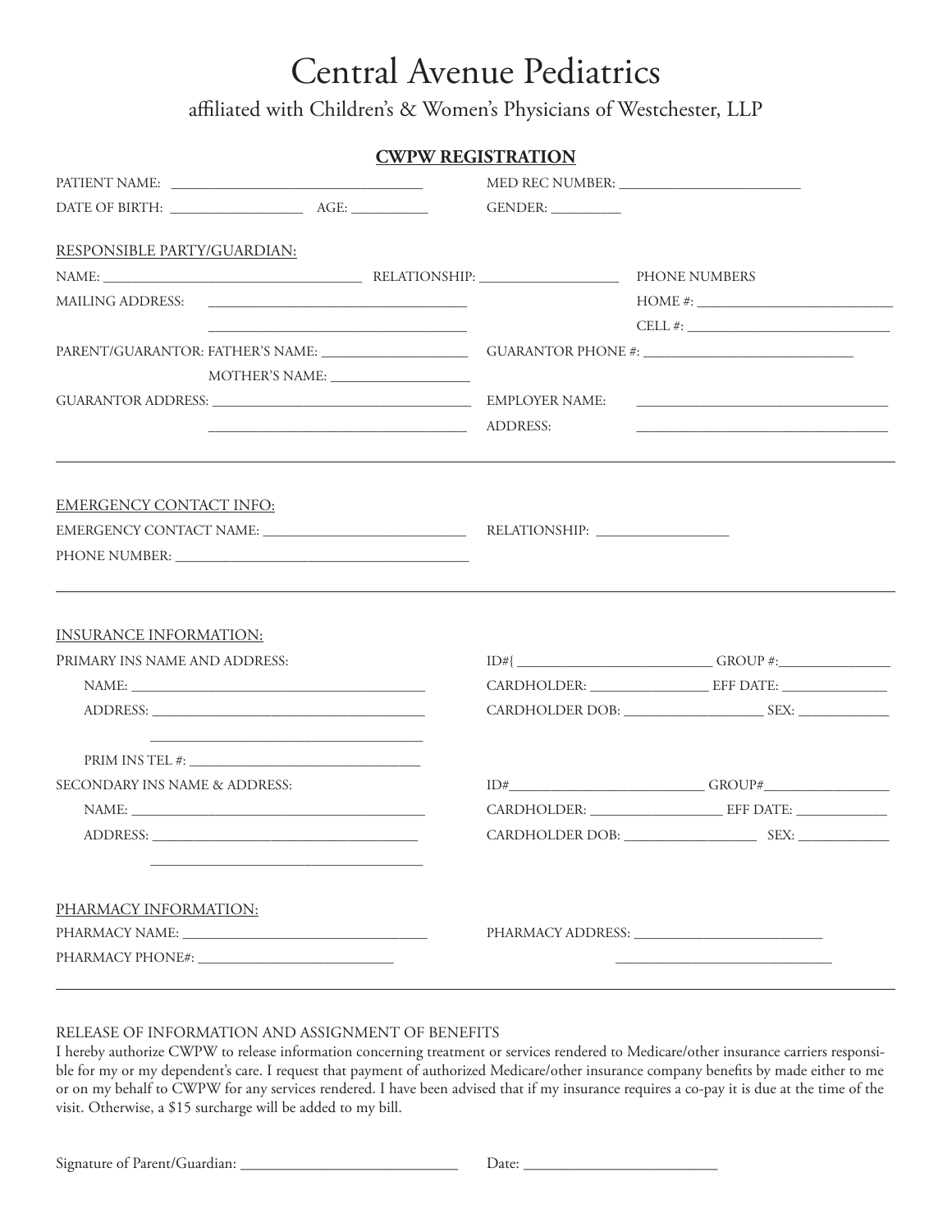# Central Avenue Pediatrics

affiliated with Children's & Women's Physicians of Westchester, LLP

## CWPW REGISTRATION

PATIENT NAME: ______________________________ MED REC NUMBER: ______________________

DATE OF BIRTH: ________________ AGE: __________ GENDER: _________

RESPONSIBLE PARTY/GUARDIAN:

NAME: ______________________________ RELATIONSHIP: _________________ PHONE NUMBERS

MAILING ADDRESS: ______________________________ HOME #: ______________________

______________________________ CELL #: ______________________

PARENT/GUARANTOR: FATHER'S NAME: __________________ GUARANTOR PHONE #: ______________________

MOTHER'S NAME: __________________

GUARANTOR ADDRESS: ______________________________ EMPLOYER NAME: ______________________________

______________________________ ADDRESS: ______________________________

---

EMERGENCY CONTACT INFO:

EMERGENCY CONTACT NAME: ______________________ RELATIONSHIP: ________________

PHONE NUMBER: ______________________________

---

INSURANCE INFORMATION:

PRIMARY INS NAME AND ADDRESS: ID#{ ______________________ GROUP #:______________

NAME: ______________________________ CARDHOLDER: ______________ EFF DATE: ____________

ADDRESS: ______________________________ CARDHOLDER DOB: ________________ SEX: ___________

______________________________

PRIM INS TEL #: ______________________________

SECONDARY INS NAME & ADDRESS: ID#______________________ GROUP#________________

NAME: ______________________________ CARDHOLDER: ________________ EFF DATE: ___________

ADDRESS: ______________________________ CARDHOLDER DOB: ________________ SEX: ___________

______________________________

PHARMACY INFORMATION:

PHARMACY NAME: ______________________________ PHARMACY ADDRESS: ______________________

PHARMACY PHONE#: ______________________ ______________________

---

RELEASE OF INFORMATION AND ASSIGNMENT OF BENEFITS

I hereby authorize CWPW to release information concerning treatment or services rendered to Medicare/other insurance carriers responsible for my or my dependent's care. I request that payment of authorized Medicare/other insurance company benefits by made either to me or on my behalf to CWPW for any services rendered. I have been advised that if my insurance requires a co-pay it is due at the time of the visit. Otherwise, a $15 surcharge will be added to my bill.

Signature of Parent/Guardian: ______________________________ Date: ______________________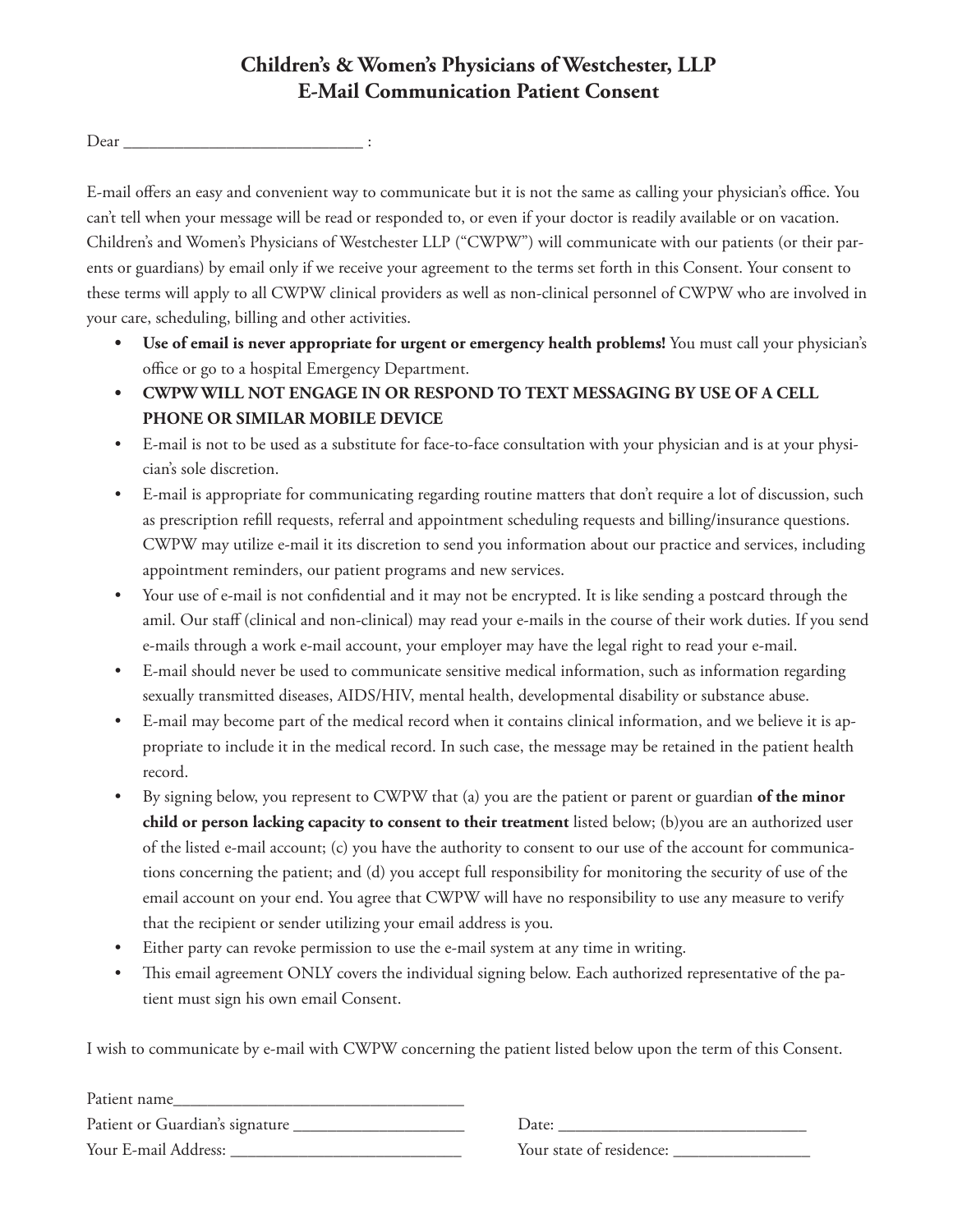# Children's & Women's Physicians of Westchester, LLP
## E-Mail Communication Patient Consent

Dear ___________________________ :

E-mail offers an easy and convenient way to communicate but it is not the same as calling your physician's office. You can't tell when your message will be read or responded to, or even if your doctor is readily available or on vacation. Children's and Women's Physicians of Westchester LLP ("CWPW") will communicate with our patients (or their parents or guardians) by email only if we receive your agreement to the terms set forth in this Consent. Your consent to these terms will apply to all CWPW clinical providers as well as non-clinical personnel of CWPW who are involved in your care, scheduling, billing and other activities.

- **Use of email is never appropriate for urgent or emergency health problems!** You must call your physician's office or go to a hospital Emergency Department.
- **CWPW WILL NOT ENGAGE IN OR RESPOND TO TEXT MESSAGING BY USE OF A CELL PHONE OR SIMILAR MOBILE DEVICE**
- E-mail is not to be used as a substitute for face-to-face consultation with your physician and is at your physician's sole discretion.
- E-mail is appropriate for communicating regarding routine matters that don't require a lot of discussion, such as prescription refill requests, referral and appointment scheduling requests and billing/insurance questions. CWPW may utilize e-mail it its discretion to send you information about our practice and services, including appointment reminders, our patient programs and new services.
- Your use of e-mail is not confidential and it may not be encrypted. It is like sending a postcard through the amil. Our staff (clinical and non-clinical) may read your e-mails in the course of their work duties. If you send e-mails through a work e-mail account, your employer may have the legal right to read your e-mail.
- E-mail should never be used to communicate sensitive medical information, such as information regarding sexually transmitted diseases, AIDS/HIV, mental health, developmental disability or substance abuse.
- E-mail may become part of the medical record when it contains clinical information, and we believe it is appropriate to include it in the medical record. In such case, the message may be retained in the patient health record.
- By signing below, you represent to CWPW that (a) you are the patient or parent or guardian **of the minor child or person lacking capacity to consent to their treatment** listed below; (b)you are an authorized user of the listed e-mail account; (c) you have the authority to consent to our use of the account for communications concerning the patient; and (d) you accept full responsibility for monitoring the security of use of the email account on your end. You agree that CWPW will have no responsibility to use any measure to verify that the recipient or sender utilizing your email address is you.
- Either party can revoke permission to use the e-mail system at any time in writing.
- This email agreement ONLY covers the individual signing below. Each authorized representative of the patient must sign his own email Consent.

I wish to communicate by e-mail with CWPW concerning the patient listed below upon the term of this Consent.

Patient name__________________________________

Patient or Guardian's signature ____________________ Date: _____________________________

Your E-mail Address: ___________________________ Your state of residence: ________________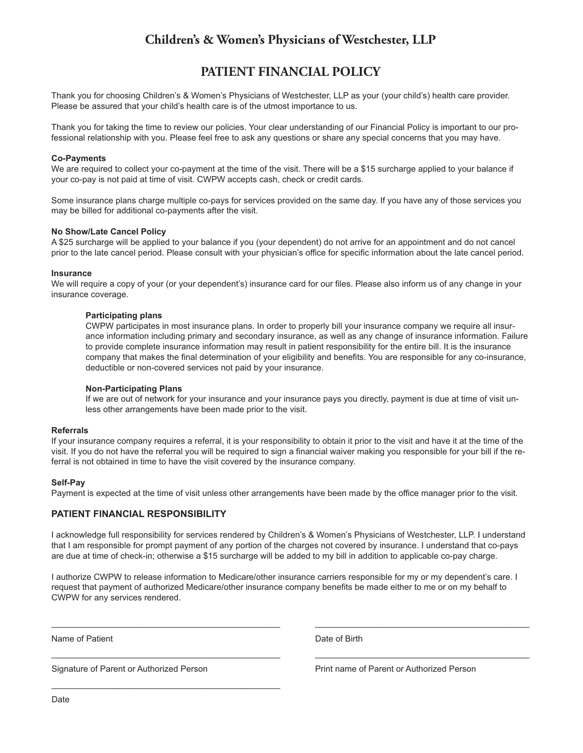# Children's & Women's Physicians of Westchester, LLP

## PATIENT FINANCIAL POLICY

Thank you for choosing Children's & Women's Physicians of Westchester, LLP as your (your child's) health care provider. Please be assured that your child's health care is of the utmost importance to us.

Thank you for taking the time to review our policies. Your clear understanding of our Financial Policy is important to our professional relationship with you. Please feel free to ask any questions or share any special concerns that you may have.

**Co-Payments**

We are required to collect your co-payment at the time of the visit. There will be a $15 surcharge applied to your balance if your co-pay is not paid at time of visit. CWPW accepts cash, check or credit cards.

Some insurance plans charge multiple co-pays for services provided on the same day. If you have any of those services you may be billed for additional co-payments after the visit.

**No Show/Late Cancel Policy**

A $25 surcharge will be applied to your balance if you (your dependent) do not arrive for an appointment and do not cancel prior to the late cancel period. Please consult with your physician's office for specific information about the late cancel period.

**Insurance**

We will require a copy of your (or your dependent's) insurance card for our files. Please also inform us of any change in your insurance coverage.

> **Participating plans**
>
> CWPW participates in most insurance plans. In order to properly bill your insurance company we require all insurance information including primary and secondary insurance, as well as any change of insurance information. Failure to provide complete insurance information may result in patient responsibility for the entire bill. It is the insurance company that makes the final determination of your eligibility and benefits. You are responsible for any co-insurance, deductible or non-covered services not paid by your insurance.
>
> **Non-Participating Plans**
>
> If we are out of network for your insurance and your insurance pays you directly, payment is due at time of visit unless other arrangements have been made prior to the visit.

**Referrals**

If your insurance company requires a referral, it is your responsibility to obtain it prior to the visit and have it at the time of the visit. If you do not have the referral you will be required to sign a financial waiver making you responsible for your bill if the referral is not obtained in time to have the visit covered by the insurance company.

**Self-Pay**

Payment is expected at the time of visit unless other arrangements have been made by the office manager prior to the visit.

### PATIENT FINANCIAL RESPONSIBILITY

I acknowledge full responsibility for services rendered by Children's & Women's Physicians of Westchester, LLP. I understand that I am responsible for prompt payment of any portion of the charges not covered by insurance. I understand that co-pays are due at time of check-in; otherwise a $15 surcharge will be added to my bill in addition to applicable co-pay charge.

I authorize CWPW to release information to Medicare/other insurance carriers responsible for my or my dependent's care. I request that payment of authorized Medicare/other insurance company benefits be made either to me or on my behalf to CWPW for any services rendered.

_______________________________________ &nbsp;&nbsp;&nbsp; _______________________________________

Name of Patient &nbsp;&nbsp;&nbsp; Date of Birth

_______________________________________ &nbsp;&nbsp;&nbsp; _______________________________________

Signature of Parent or Authorized Person &nbsp;&nbsp;&nbsp; Print name of Parent or Authorized Person

_______________________________________

Date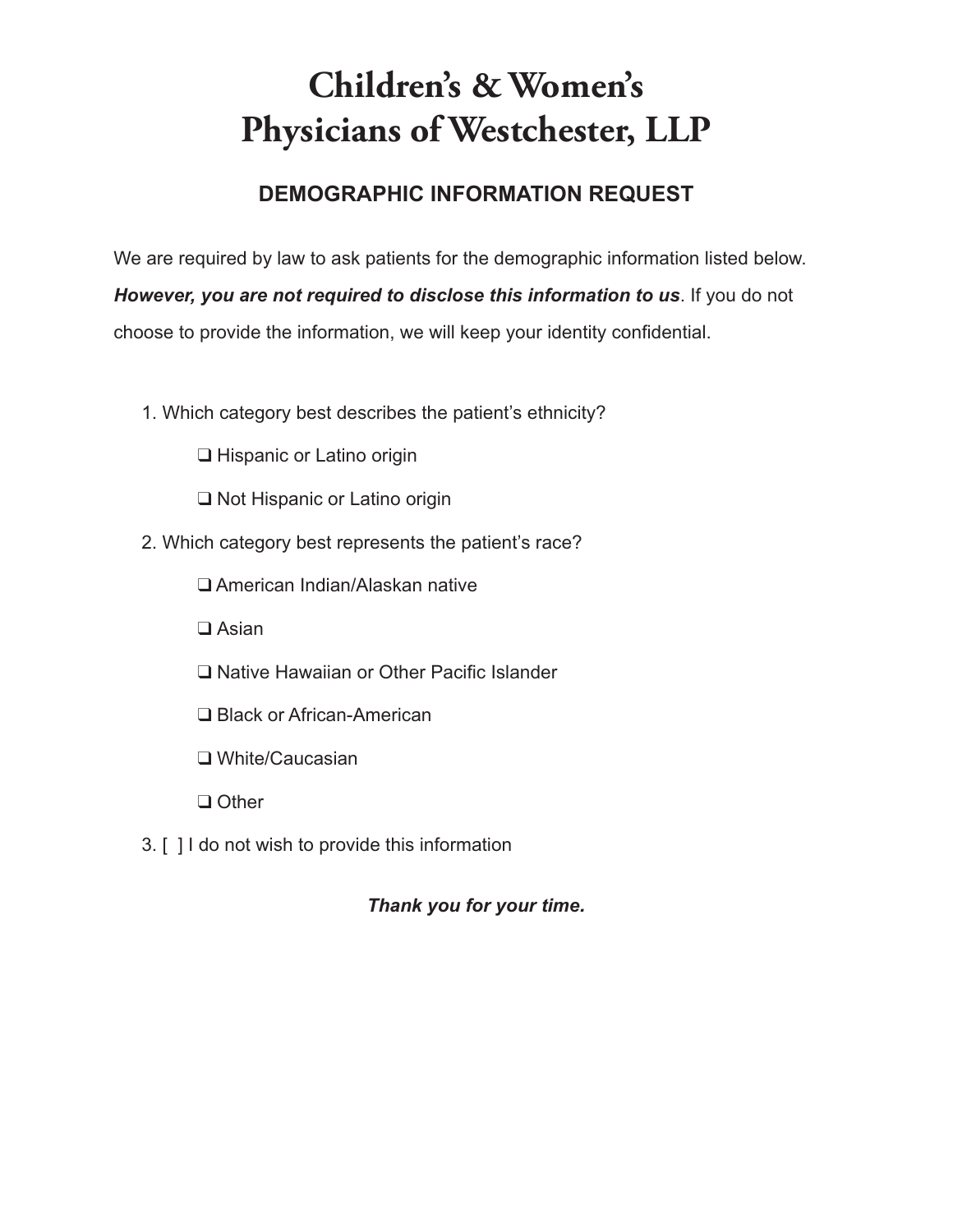# Children's & Women's Physicians of Westchester, LLP

## DEMOGRAPHIC INFORMATION REQUEST

We are required by law to ask patients for the demographic information listed below. ***However, you are not required to disclose this information to us***. If you do not choose to provide the information, we will keep your identity confidential.

1. Which category best describes the patient's ethnicity?

   ❑ Hispanic or Latino origin

   ❑ Not Hispanic or Latino origin

2. Which category best represents the patient's race?

   ❑ American Indian/Alaskan native

   ❑ Asian

   ❑ Native Hawaiian or Other Pacific Islander

   ❑ Black or African-American

   ❑ White/Caucasian

   ❑ Other

3. [ ] I do not wish to provide this information

***Thank you for your time.***